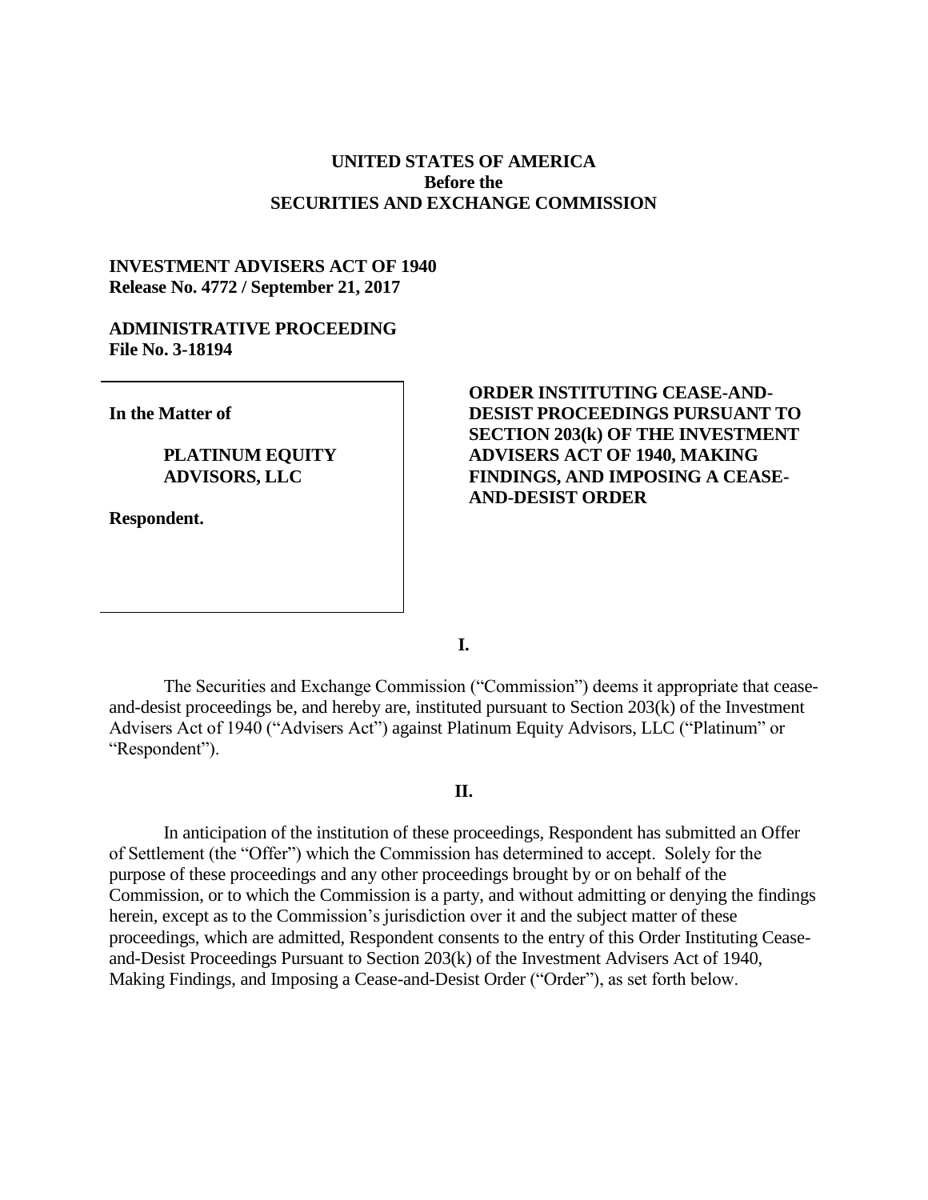**UNITED STATES OF AMERICA**
**Before the**
**SECURITIES AND EXCHANGE COMMISSION**

**INVESTMENT ADVISERS ACT OF 1940**
**Release No. 4772 / September 21, 2017**

**ADMINISTRATIVE PROCEEDING**
**File No. 3-18194**

**In the Matter of**

**PLATINUM EQUITY ADVISORS, LLC**

**Respondent.**

**ORDER INSTITUTING CEASE-AND-DESIST PROCEEDINGS PURSUANT TO SECTION 203(k) OF THE INVESTMENT ADVISERS ACT OF 1940, MAKING FINDINGS, AND IMPOSING A CEASE-AND-DESIST ORDER**

**I.**

The Securities and Exchange Commission ("Commission") deems it appropriate that cease-and-desist proceedings be, and hereby are, instituted pursuant to Section 203(k) of the Investment Advisers Act of 1940 ("Advisers Act") against Platinum Equity Advisors, LLC ("Platinum" or "Respondent").

**II.**

In anticipation of the institution of these proceedings, Respondent has submitted an Offer of Settlement (the "Offer") which the Commission has determined to accept. Solely for the purpose of these proceedings and any other proceedings brought by or on behalf of the Commission, or to which the Commission is a party, and without admitting or denying the findings herein, except as to the Commission's jurisdiction over it and the subject matter of these proceedings, which are admitted, Respondent consents to the entry of this Order Instituting Cease-and-Desist Proceedings Pursuant to Section 203(k) of the Investment Advisers Act of 1940, Making Findings, and Imposing a Cease-and-Desist Order ("Order"), as set forth below.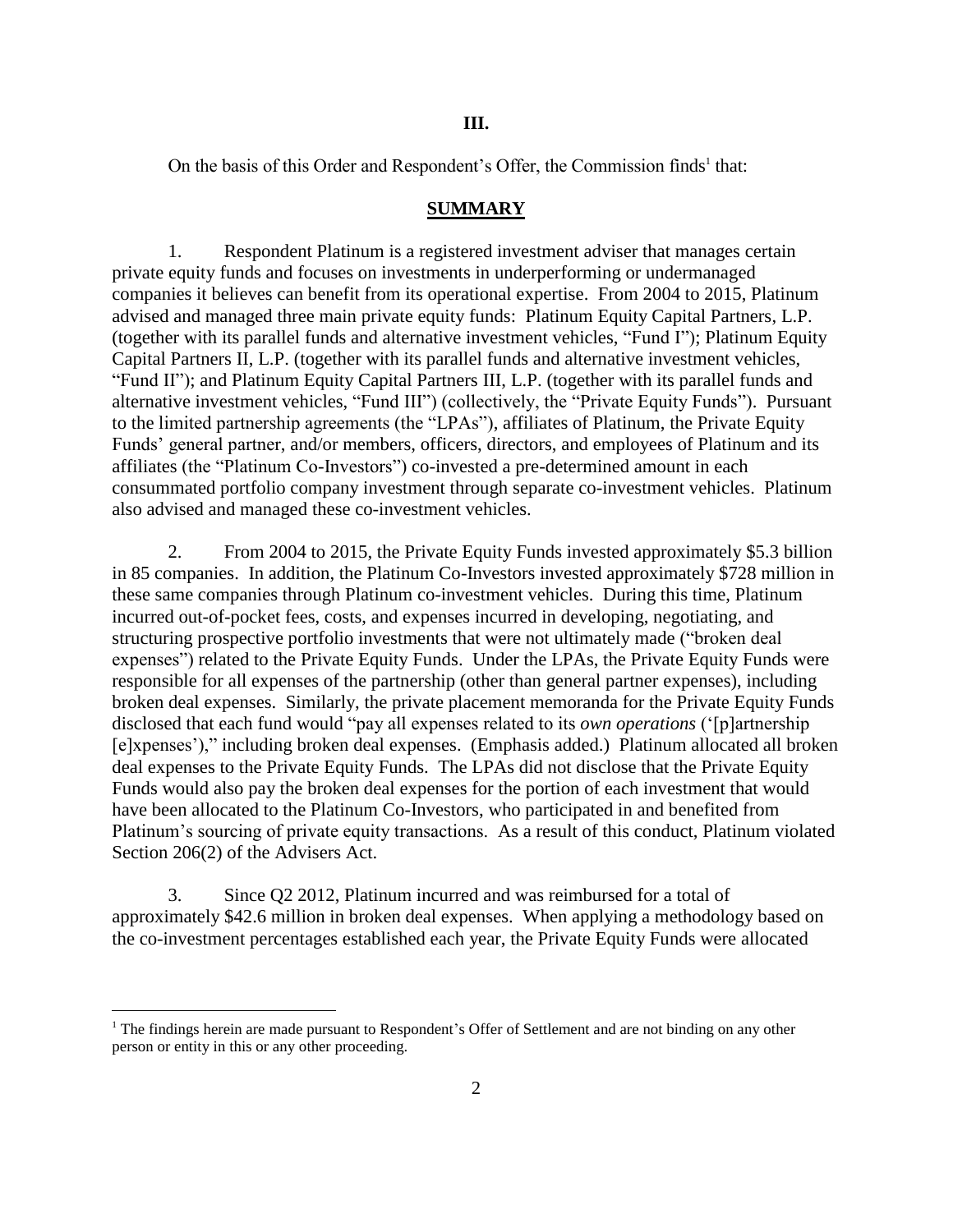# III.

On the basis of this Order and Respondent's Offer, the Commission finds[1] that:

## SUMMARY

1. Respondent Platinum is a registered investment adviser that manages certain private equity funds and focuses on investments in underperforming or undermanaged companies it believes can benefit from its operational expertise. From 2004 to 2015, Platinum advised and managed three main private equity funds: Platinum Equity Capital Partners, L.P. (together with its parallel funds and alternative investment vehicles, "Fund I"); Platinum Equity Capital Partners II, L.P. (together with its parallel funds and alternative investment vehicles, "Fund II"); and Platinum Equity Capital Partners III, L.P. (together with its parallel funds and alternative investment vehicles, "Fund III") (collectively, the "Private Equity Funds"). Pursuant to the limited partnership agreements (the "LPAs"), affiliates of Platinum, the Private Equity Funds' general partner, and/or members, officers, directors, and employees of Platinum and its affiliates (the "Platinum Co-Investors") co-invested a pre-determined amount in each consummated portfolio company investment through separate co-investment vehicles. Platinum also advised and managed these co-investment vehicles.

2. From 2004 to 2015, the Private Equity Funds invested approximately $5.3 billion in 85 companies. In addition, the Platinum Co-Investors invested approximately $728 million in these same companies through Platinum co-investment vehicles. During this time, Platinum incurred out-of-pocket fees, costs, and expenses incurred in developing, negotiating, and structuring prospective portfolio investments that were not ultimately made ("broken deal expenses") related to the Private Equity Funds. Under the LPAs, the Private Equity Funds were responsible for all expenses of the partnership (other than general partner expenses), including broken deal expenses. Similarly, the private placement memoranda for the Private Equity Funds disclosed that each fund would "pay all expenses related to its *own operations* ('[p]artnership [e]xpenses')," including broken deal expenses. (Emphasis added.) Platinum allocated all broken deal expenses to the Private Equity Funds. The LPAs did not disclose that the Private Equity Funds would also pay the broken deal expenses for the portion of each investment that would have been allocated to the Platinum Co-Investors, who participated in and benefited from Platinum's sourcing of private equity transactions. As a result of this conduct, Platinum violated Section 206(2) of the Advisers Act.

3. Since Q2 2012, Platinum incurred and was reimbursed for a total of approximately $42.6 million in broken deal expenses. When applying a methodology based on the co-investment percentages established each year, the Private Equity Funds were allocated

[1] The findings herein are made pursuant to Respondent's Offer of Settlement and are not binding on any other person or entity in this or any other proceeding.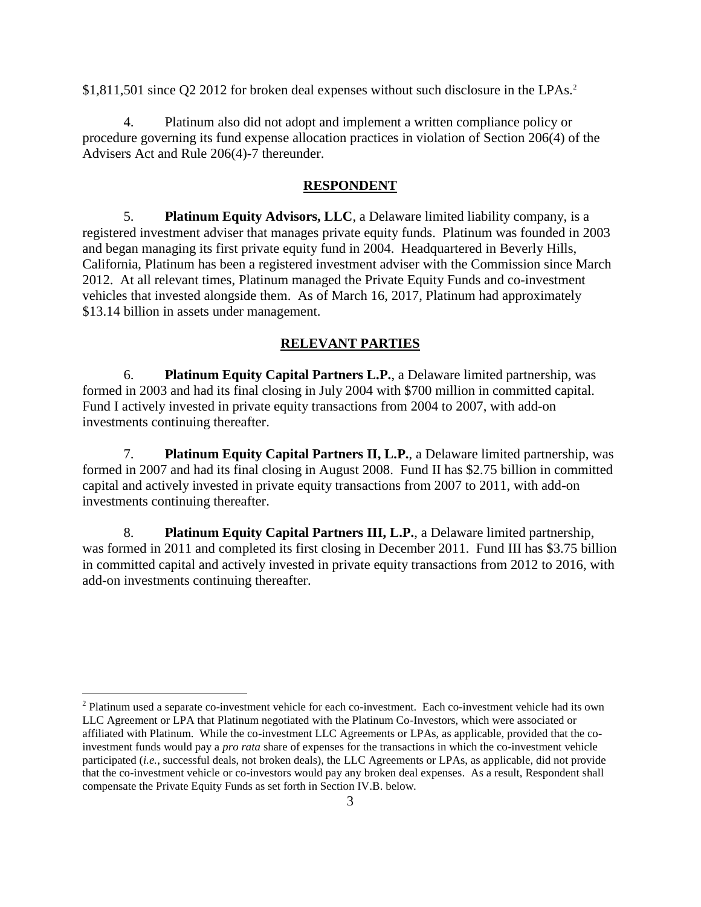$1,811,501 since Q2 2012 for broken deal expenses without such disclosure in the LPAs.[2]

4. Platinum also did not adopt and implement a written compliance policy or procedure governing its fund expense allocation practices in violation of Section 206(4) of the Advisers Act and Rule 206(4)-7 thereunder.

## RESPONDENT

5. **Platinum Equity Advisors, LLC**, a Delaware limited liability company, is a registered investment adviser that manages private equity funds. Platinum was founded in 2003 and began managing its first private equity fund in 2004. Headquartered in Beverly Hills, California, Platinum has been a registered investment adviser with the Commission since March 2012. At all relevant times, Platinum managed the Private Equity Funds and co-investment vehicles that invested alongside them. As of March 16, 2017, Platinum had approximately $13.14 billion in assets under management.

## RELEVANT PARTIES

6. **Platinum Equity Capital Partners L.P.**, a Delaware limited partnership, was formed in 2003 and had its final closing in July 2004 with $700 million in committed capital. Fund I actively invested in private equity transactions from 2004 to 2007, with add-on investments continuing thereafter.

7. **Platinum Equity Capital Partners II, L.P.**, a Delaware limited partnership, was formed in 2007 and had its final closing in August 2008. Fund II has $2.75 billion in committed capital and actively invested in private equity transactions from 2007 to 2011, with add-on investments continuing thereafter.

8. **Platinum Equity Capital Partners III, L.P.**, a Delaware limited partnership, was formed in 2011 and completed its first closing in December 2011. Fund III has $3.75 billion in committed capital and actively invested in private equity transactions from 2012 to 2016, with add-on investments continuing thereafter.

---

[2] Platinum used a separate co-investment vehicle for each co-investment. Each co-investment vehicle had its own LLC Agreement or LPA that Platinum negotiated with the Platinum Co-Investors, which were associated or affiliated with Platinum. While the co-investment LLC Agreements or LPAs, as applicable, provided that the co-investment funds would pay a *pro rata* share of expenses for the transactions in which the co-investment vehicle participated (*i.e.*, successful deals, not broken deals), the LLC Agreements or LPAs, as applicable, did not provide that the co-investment vehicle or co-investors would pay any broken deal expenses. As a result, Respondent shall compensate the Private Equity Funds as set forth in Section IV.B. below.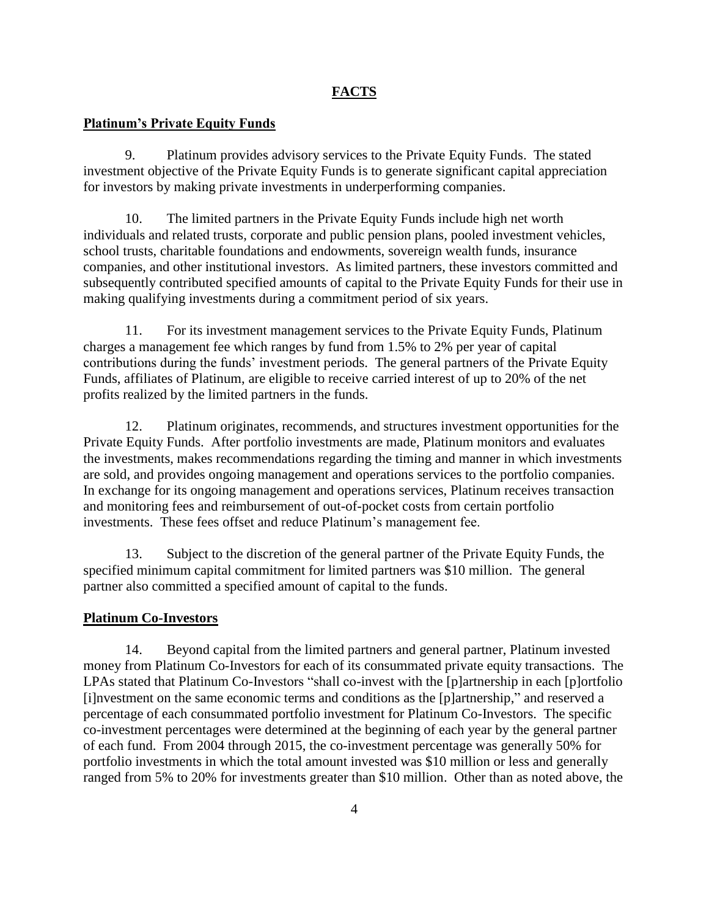## FACTS

### Platinum's Private Equity Funds

9. Platinum provides advisory services to the Private Equity Funds. The stated investment objective of the Private Equity Funds is to generate significant capital appreciation for investors by making private investments in underperforming companies.

10. The limited partners in the Private Equity Funds include high net worth individuals and related trusts, corporate and public pension plans, pooled investment vehicles, school trusts, charitable foundations and endowments, sovereign wealth funds, insurance companies, and other institutional investors. As limited partners, these investors committed and subsequently contributed specified amounts of capital to the Private Equity Funds for their use in making qualifying investments during a commitment period of six years.

11. For its investment management services to the Private Equity Funds, Platinum charges a management fee which ranges by fund from 1.5% to 2% per year of capital contributions during the funds' investment periods. The general partners of the Private Equity Funds, affiliates of Platinum, are eligible to receive carried interest of up to 20% of the net profits realized by the limited partners in the funds.

12. Platinum originates, recommends, and structures investment opportunities for the Private Equity Funds. After portfolio investments are made, Platinum monitors and evaluates the investments, makes recommendations regarding the timing and manner in which investments are sold, and provides ongoing management and operations services to the portfolio companies. In exchange for its ongoing management and operations services, Platinum receives transaction and monitoring fees and reimbursement of out-of-pocket costs from certain portfolio investments. These fees offset and reduce Platinum's management fee.

13. Subject to the discretion of the general partner of the Private Equity Funds, the specified minimum capital commitment for limited partners was $10 million. The general partner also committed a specified amount of capital to the funds.

### Platinum Co-Investors

14. Beyond capital from the limited partners and general partner, Platinum invested money from Platinum Co-Investors for each of its consummated private equity transactions. The LPAs stated that Platinum Co-Investors "shall co-invest with the [p]artnership in each [p]ortfolio [i]nvestment on the same economic terms and conditions as the [p]artnership," and reserved a percentage of each consummated portfolio investment for Platinum Co-Investors. The specific co-investment percentages were determined at the beginning of each year by the general partner of each fund. From 2004 through 2015, the co-investment percentage was generally 50% for portfolio investments in which the total amount invested was $10 million or less and generally ranged from 5% to 20% for investments greater than $10 million. Other than as noted above, the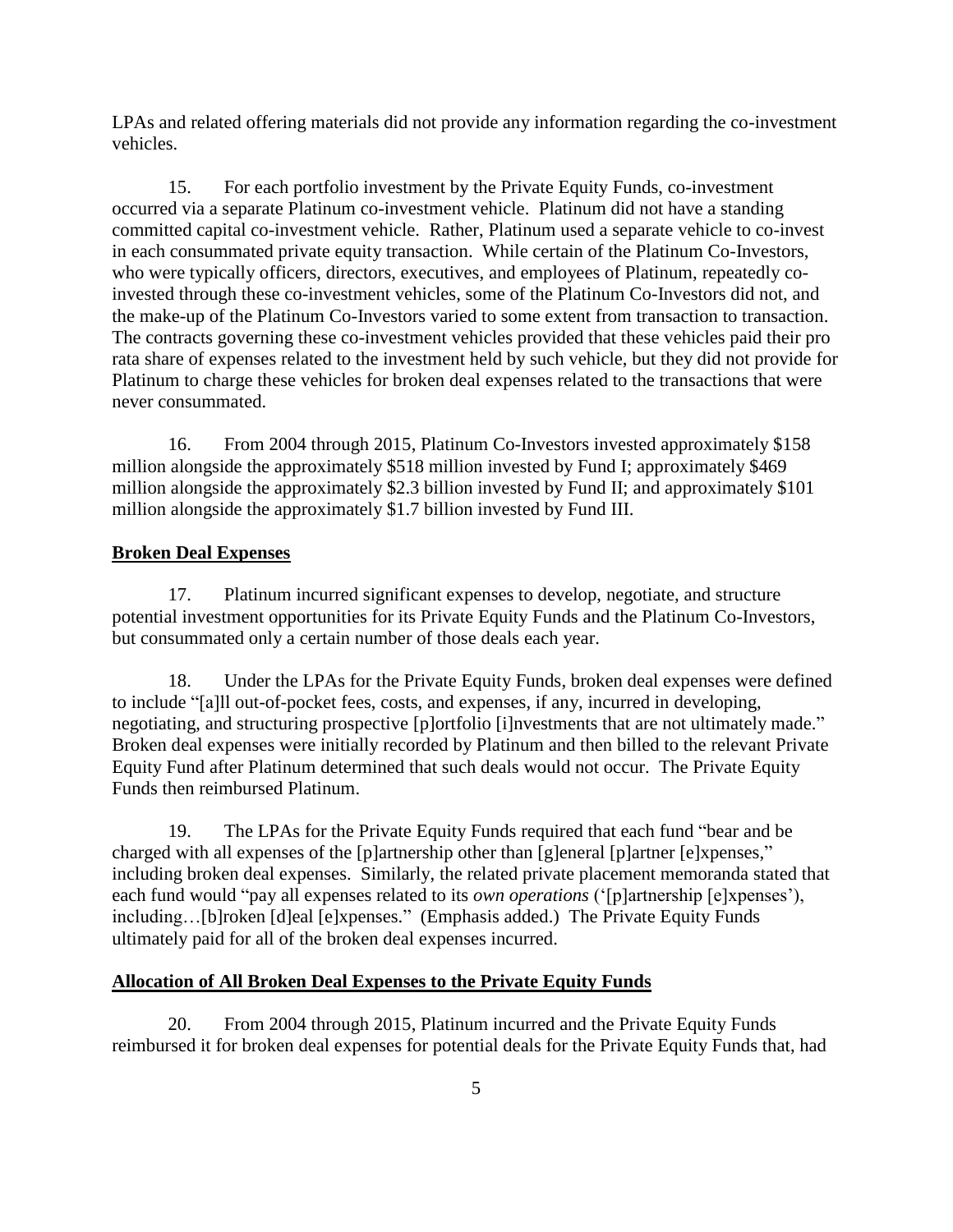LPAs and related offering materials did not provide any information regarding the co-investment vehicles.

15. For each portfolio investment by the Private Equity Funds, co-investment occurred via a separate Platinum co-investment vehicle. Platinum did not have a standing committed capital co-investment vehicle. Rather, Platinum used a separate vehicle to co-invest in each consummated private equity transaction. While certain of the Platinum Co-Investors, who were typically officers, directors, executives, and employees of Platinum, repeatedly co-invested through these co-investment vehicles, some of the Platinum Co-Investors did not, and the make-up of the Platinum Co-Investors varied to some extent from transaction to transaction. The contracts governing these co-investment vehicles provided that these vehicles paid their pro rata share of expenses related to the investment held by such vehicle, but they did not provide for Platinum to charge these vehicles for broken deal expenses related to the transactions that were never consummated.

16. From 2004 through 2015, Platinum Co-Investors invested approximately $158 million alongside the approximately $518 million invested by Fund I; approximately $469 million alongside the approximately $2.3 billion invested by Fund II; and approximately $101 million alongside the approximately $1.7 billion invested by Fund III.

**Broken Deal Expenses**

17. Platinum incurred significant expenses to develop, negotiate, and structure potential investment opportunities for its Private Equity Funds and the Platinum Co-Investors, but consummated only a certain number of those deals each year.

18. Under the LPAs for the Private Equity Funds, broken deal expenses were defined to include "[a]ll out-of-pocket fees, costs, and expenses, if any, incurred in developing, negotiating, and structuring prospective [p]ortfolio [i]nvestments that are not ultimately made." Broken deal expenses were initially recorded by Platinum and then billed to the relevant Private Equity Fund after Platinum determined that such deals would not occur. The Private Equity Funds then reimbursed Platinum.

19. The LPAs for the Private Equity Funds required that each fund "bear and be charged with all expenses of the [p]artnership other than [g]eneral [p]artner [e]xpenses," including broken deal expenses. Similarly, the related private placement memoranda stated that each fund would "pay all expenses related to its *own operations* ('[p]artnership [e]xpenses'), including…[b]roken [d]eal [e]xpenses." (Emphasis added.) The Private Equity Funds ultimately paid for all of the broken deal expenses incurred.

**Allocation of All Broken Deal Expenses to the Private Equity Funds**

20. From 2004 through 2015, Platinum incurred and the Private Equity Funds reimbursed it for broken deal expenses for potential deals for the Private Equity Funds that, had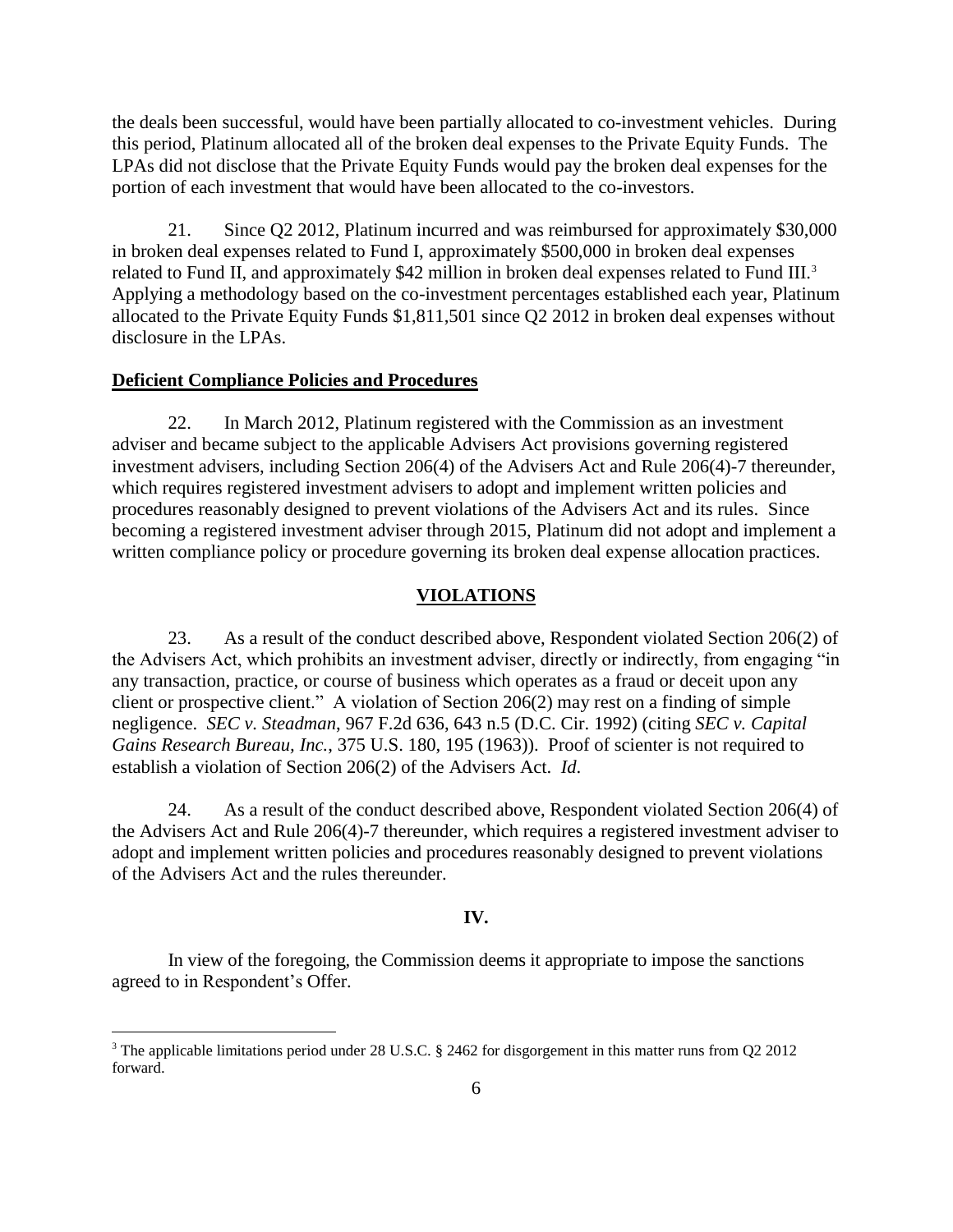the deals been successful, would have been partially allocated to co-investment vehicles. During this period, Platinum allocated all of the broken deal expenses to the Private Equity Funds. The LPAs did not disclose that the Private Equity Funds would pay the broken deal expenses for the portion of each investment that would have been allocated to the co-investors.

21. Since Q2 2012, Platinum incurred and was reimbursed for approximately $30,000 in broken deal expenses related to Fund I, approximately $500,000 in broken deal expenses related to Fund II, and approximately $42 million in broken deal expenses related to Fund III.[3] Applying a methodology based on the co-investment percentages established each year, Platinum allocated to the Private Equity Funds $1,811,501 since Q2 2012 in broken deal expenses without disclosure in the LPAs.

**Deficient Compliance Policies and Procedures**

22. In March 2012, Platinum registered with the Commission as an investment adviser and became subject to the applicable Advisers Act provisions governing registered investment advisers, including Section 206(4) of the Advisers Act and Rule 206(4)-7 thereunder, which requires registered investment advisers to adopt and implement written policies and procedures reasonably designed to prevent violations of the Advisers Act and its rules. Since becoming a registered investment adviser through 2015, Platinum did not adopt and implement a written compliance policy or procedure governing its broken deal expense allocation practices.

## VIOLATIONS

23. As a result of the conduct described above, Respondent violated Section 206(2) of the Advisers Act, which prohibits an investment adviser, directly or indirectly, from engaging "in any transaction, practice, or course of business which operates as a fraud or deceit upon any client or prospective client." A violation of Section 206(2) may rest on a finding of simple negligence. *SEC v. Steadman*, 967 F.2d 636, 643 n.5 (D.C. Cir. 1992) (citing *SEC v. Capital Gains Research Bureau, Inc.*, 375 U.S. 180, 195 (1963)). Proof of scienter is not required to establish a violation of Section 206(2) of the Advisers Act. *Id.*

24. As a result of the conduct described above, Respondent violated Section 206(4) of the Advisers Act and Rule 206(4)-7 thereunder, which requires a registered investment adviser to adopt and implement written policies and procedures reasonably designed to prevent violations of the Advisers Act and the rules thereunder.

## IV.

In view of the foregoing, the Commission deems it appropriate to impose the sanctions agreed to in Respondent's Offer.

[3] The applicable limitations period under 28 U.S.C. § 2462 for disgorgement in this matter runs from Q2 2012 forward.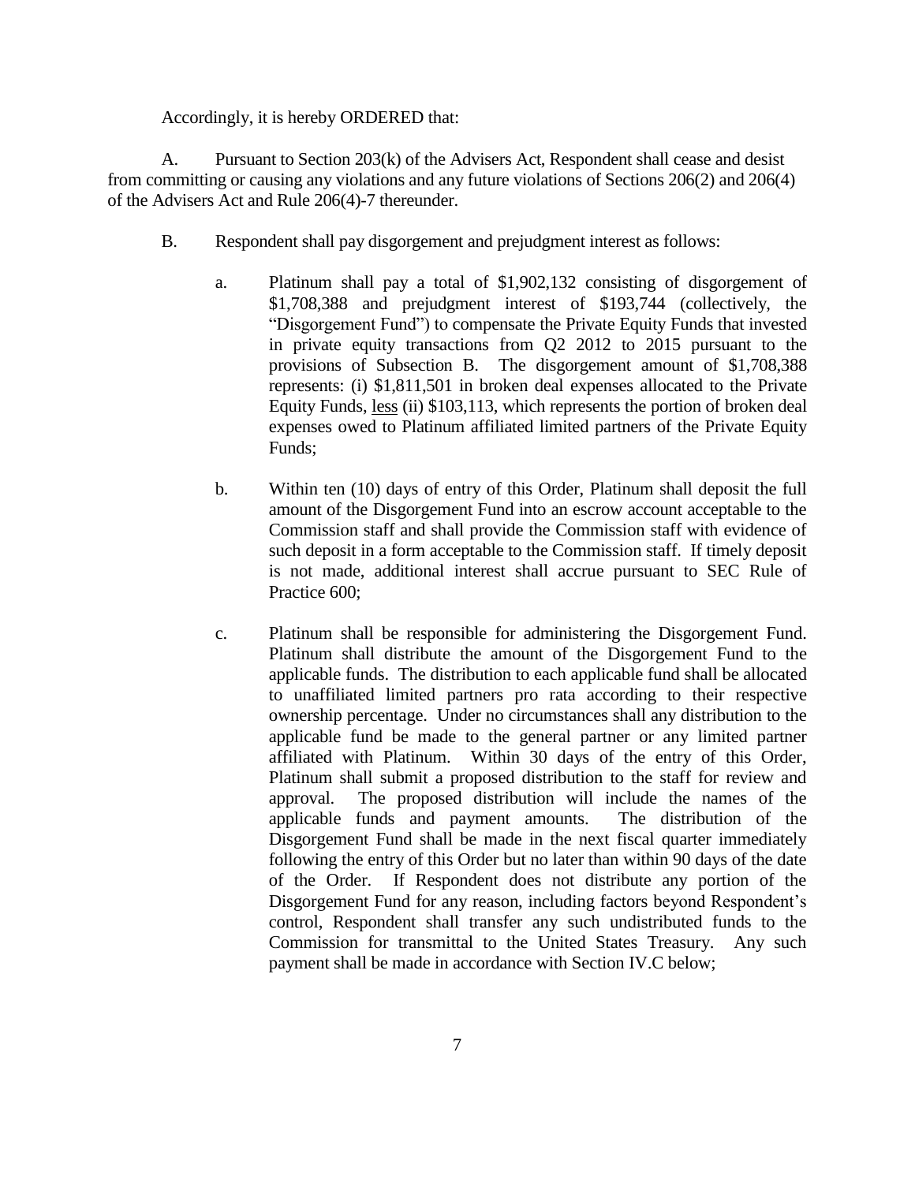Accordingly, it is hereby ORDERED that:

A. Pursuant to Section 203(k) of the Advisers Act, Respondent shall cease and desist from committing or causing any violations and any future violations of Sections 206(2) and 206(4) of the Advisers Act and Rule 206(4)-7 thereunder.

B. Respondent shall pay disgorgement and prejudgment interest as follows:

a. Platinum shall pay a total of $1,902,132 consisting of disgorgement of $1,708,388 and prejudgment interest of $193,744 (collectively, the "Disgorgement Fund") to compensate the Private Equity Funds that invested in private equity transactions from Q2 2012 to 2015 pursuant to the provisions of Subsection B. The disgorgement amount of $1,708,388 represents: (i) $1,811,501 in broken deal expenses allocated to the Private Equity Funds, less (ii) $103,113, which represents the portion of broken deal expenses owed to Platinum affiliated limited partners of the Private Equity Funds;

b. Within ten (10) days of entry of this Order, Platinum shall deposit the full amount of the Disgorgement Fund into an escrow account acceptable to the Commission staff and shall provide the Commission staff with evidence of such deposit in a form acceptable to the Commission staff. If timely deposit is not made, additional interest shall accrue pursuant to SEC Rule of Practice 600;

c. Platinum shall be responsible for administering the Disgorgement Fund. Platinum shall distribute the amount of the Disgorgement Fund to the applicable funds. The distribution to each applicable fund shall be allocated to unaffiliated limited partners pro rata according to their respective ownership percentage. Under no circumstances shall any distribution to the applicable fund be made to the general partner or any limited partner affiliated with Platinum. Within 30 days of the entry of this Order, Platinum shall submit a proposed distribution to the staff for review and approval. The proposed distribution will include the names of the applicable funds and payment amounts. The distribution of the Disgorgement Fund shall be made in the next fiscal quarter immediately following the entry of this Order but no later than within 90 days of the date of the Order. If Respondent does not distribute any portion of the Disgorgement Fund for any reason, including factors beyond Respondent's control, Respondent shall transfer any such undistributed funds to the Commission for transmittal to the United States Treasury. Any such payment shall be made in accordance with Section IV.C below;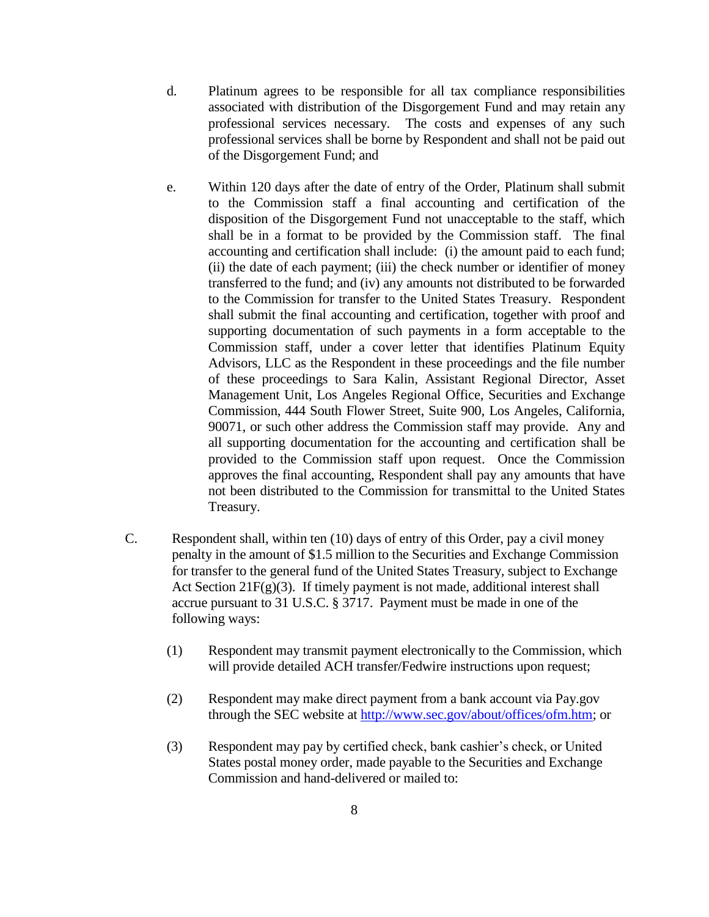d. Platinum agrees to be responsible for all tax compliance responsibilities associated with distribution of the Disgorgement Fund and may retain any professional services necessary. The costs and expenses of any such professional services shall be borne by Respondent and shall not be paid out of the Disgorgement Fund; and

e. Within 120 days after the date of entry of the Order, Platinum shall submit to the Commission staff a final accounting and certification of the disposition of the Disgorgement Fund not unacceptable to the staff, which shall be in a format to be provided by the Commission staff. The final accounting and certification shall include: (i) the amount paid to each fund; (ii) the date of each payment; (iii) the check number or identifier of money transferred to the fund; and (iv) any amounts not distributed to be forwarded to the Commission for transfer to the United States Treasury. Respondent shall submit the final accounting and certification, together with proof and supporting documentation of such payments in a form acceptable to the Commission staff, under a cover letter that identifies Platinum Equity Advisors, LLC as the Respondent in these proceedings and the file number of these proceedings to Sara Kalin, Assistant Regional Director, Asset Management Unit, Los Angeles Regional Office, Securities and Exchange Commission, 444 South Flower Street, Suite 900, Los Angeles, California, 90071, or such other address the Commission staff may provide. Any and all supporting documentation for the accounting and certification shall be provided to the Commission staff upon request. Once the Commission approves the final accounting, Respondent shall pay any amounts that have not been distributed to the Commission for transmittal to the United States Treasury.

C. Respondent shall, within ten (10) days of entry of this Order, pay a civil money penalty in the amount of $1.5 million to the Securities and Exchange Commission for transfer to the general fund of the United States Treasury, subject to Exchange Act Section 21F(g)(3). If timely payment is not made, additional interest shall accrue pursuant to 31 U.S.C. § 3717. Payment must be made in one of the following ways:

(1) Respondent may transmit payment electronically to the Commission, which will provide detailed ACH transfer/Fedwire instructions upon request;

(2) Respondent may make direct payment from a bank account via Pay.gov through the SEC website at http://www.sec.gov/about/offices/ofm.htm; or

(3) Respondent may pay by certified check, bank cashier's check, or United States postal money order, made payable to the Securities and Exchange Commission and hand-delivered or mailed to: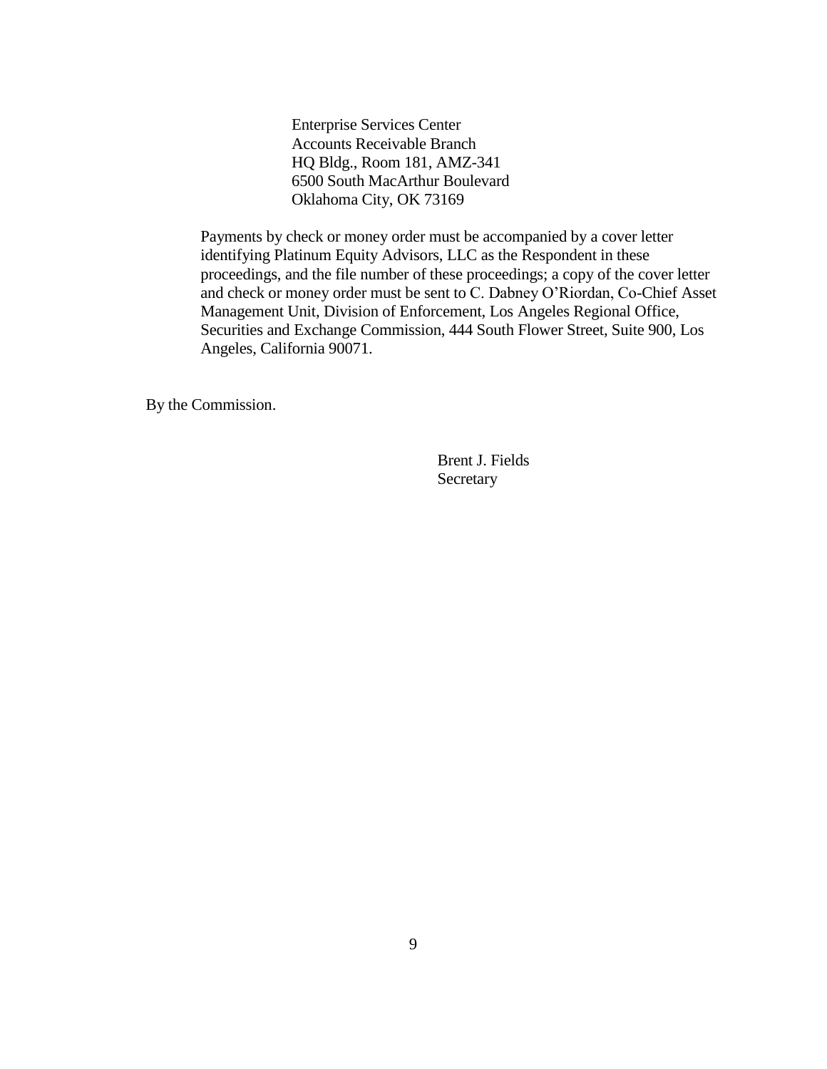Enterprise Services Center  
Accounts Receivable Branch  
HQ Bldg., Room 181, AMZ-341  
6500 South MacArthur Boulevard  
Oklahoma City, OK 73169

Payments by check or money order must be accompanied by a cover letter identifying Platinum Equity Advisors, LLC as the Respondent in these proceedings, and the file number of these proceedings; a copy of the cover letter and check or money order must be sent to C. Dabney O'Riordan, Co-Chief Asset Management Unit, Division of Enforcement, Los Angeles Regional Office, Securities and Exchange Commission, 444 South Flower Street, Suite 900, Los Angeles, California 90071.

By the Commission.

Brent J. Fields  
Secretary